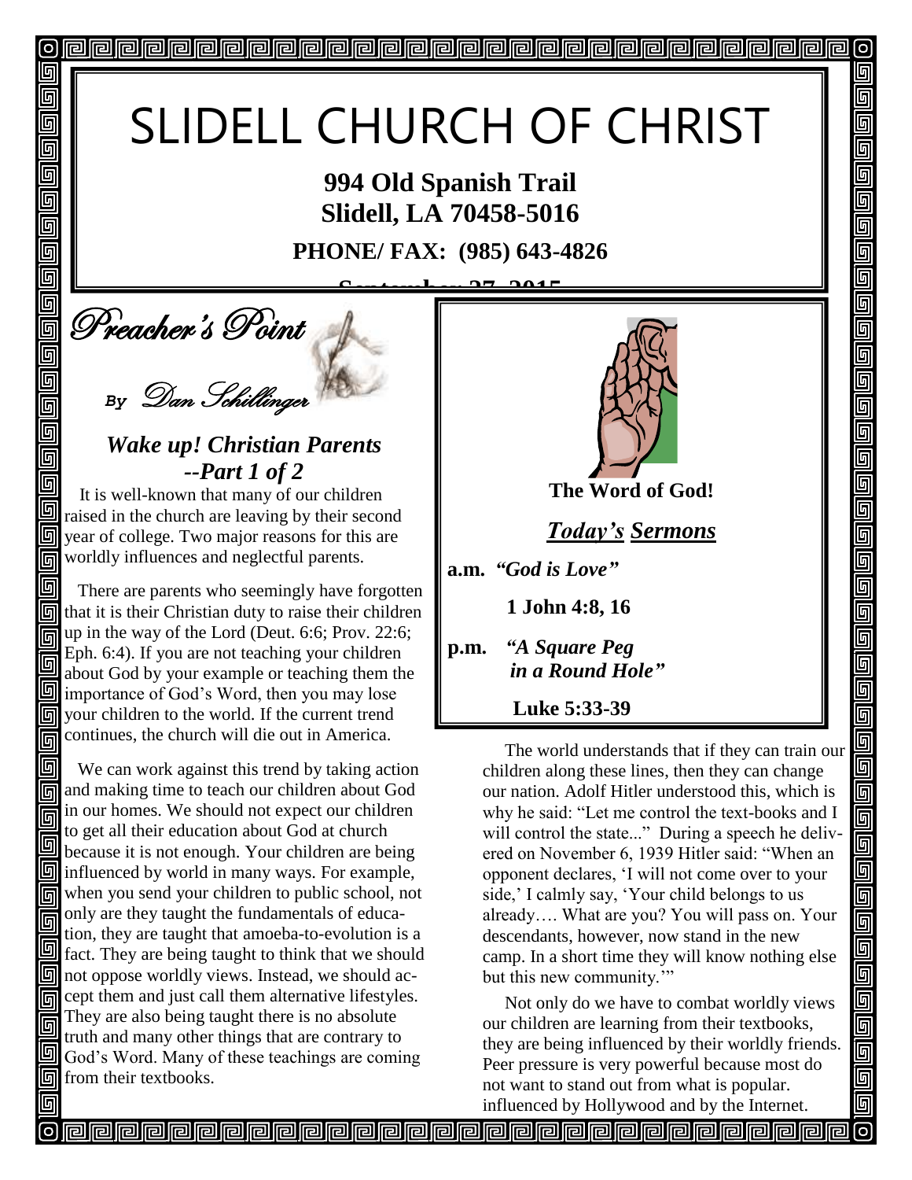# SLIDELL CHURCH OF CHRIST

**994 Old Spanish Trail**
**Slidell, LA 70458-5016**

**PHONE/ FAX: (985) 643-4826**

**September 27, 2015**

## Preacher's Point

*By Dan Schillinger*

### *Wake up! Christian Parents --Part 1 of 2*

It is well-known that many of our children raised in the church are leaving by their second year of college. Two major reasons for this are worldly influences and neglectful parents.

There are parents who seemingly have forgotten that it is their Christian duty to raise their children up in the way of the Lord (Deut. 6:6; Prov. 22:6; Eph. 6:4). If you are not teaching your children about God by your example or teaching them the importance of God's Word, then you may lose your children to the world. If the current trend continues, the church will die out in America.

We can work against this trend by taking action and making time to teach our children about God in our homes. We should not expect our children to get all their education about God at church because it is not enough. Your children are being influenced by world in many ways. For example, when you send your children to public school, not only are they taught the fundamentals of education, they are taught that amoeba-to-evolution is a fact. They are being taught to think that we should not oppose worldly views. Instead, we should accept them and just call them alternative lifestyles. They are also being taught there is no absolute truth and many other things that are contrary to God's Word. Many of these teachings are coming from their textbooks.

**The Word of God!**

***Today's Sermons***

**a.m.** ***"God is Love"***

**1 John 4:8, 16**

**p.m.** ***"A Square Peg in a Round Hole"***

**Luke 5:33-39**

The world understands that if they can train our children along these lines, then they can change our nation. Adolf Hitler understood this, which is why he said: "Let me control the text-books and I will control the state..." During a speech he delivered on November 6, 1939 Hitler said: "When an opponent declares, 'I will not come over to your side,' I calmly say, 'Your child belongs to us already…. What are you? You will pass on. Your descendants, however, now stand in the new camp. In a short time they will know nothing else but this new community.'"

Not only do we have to combat worldly views our children are learning from their textbooks, they are being influenced by their worldly friends. Peer pressure is very powerful because most do not want to stand out from what is popular. influenced by Hollywood and by the Internet.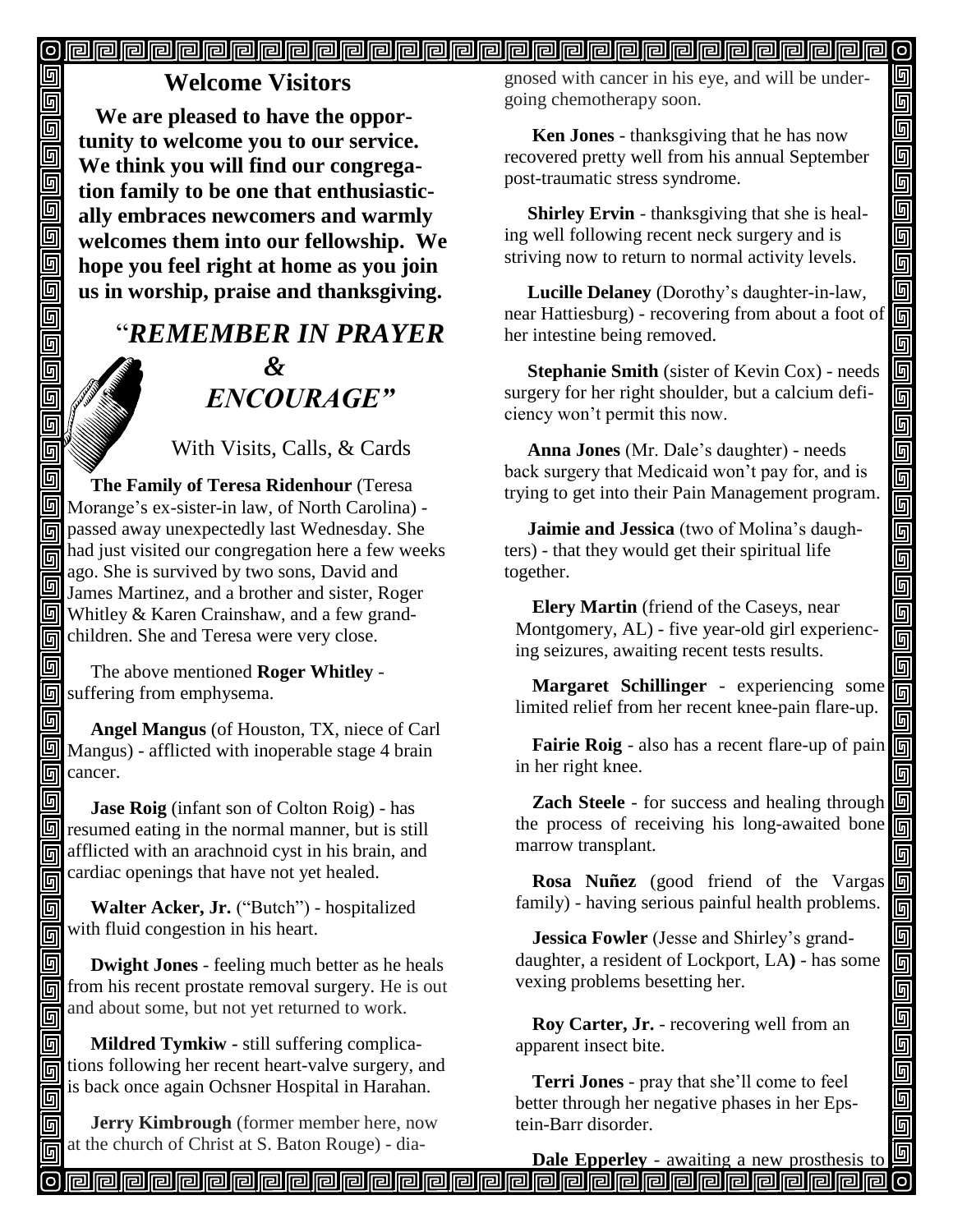## Welcome Visitors

**We are pleased to have the opportunity to welcome you to our service. We think you will find our congregation family to be one that enthusiastically embraces newcomers and warmly welcomes them into our fellowship. We hope you feel right at home as you join us in worship, praise and thanksgiving.**

## "*REMEMBER IN PRAYER & ENCOURAGE"*

With Visits, Calls, & Cards

**The Family of Teresa Ridenhour** (Teresa Morange's ex-sister-in law, of North Carolina) - passed away unexpectedly last Wednesday. She had just visited our congregation here a few weeks ago. She is survived by two sons, David and James Martinez, and a brother and sister, Roger Whitley & Karen Crainshaw, and a few grandchildren. She and Teresa were very close.

The above mentioned **Roger Whitley** - suffering from emphysema.

**Angel Mangus** (of Houston, TX, niece of Carl Mangus) - afflicted with inoperable stage 4 brain cancer.

**Jase Roig** (infant son of Colton Roig) - has resumed eating in the normal manner, but is still afflicted with an arachnoid cyst in his brain, and cardiac openings that have not yet healed.

**Walter Acker, Jr.** ("Butch") - hospitalized with fluid congestion in his heart.

**Dwight Jones** - feeling much better as he heals from his recent prostate removal surgery. He is out and about some, but not yet returned to work.

**Mildred Tymkiw** - still suffering complications following her recent heart-valve surgery, and is back once again Ochsner Hospital in Harahan.

**Jerry Kimbrough** (former member here, now at the church of Christ at S. Baton Rouge) - diagnosed with cancer in his eye, and will be undergoing chemotherapy soon.

**Ken Jones** - thanksgiving that he has now recovered pretty well from his annual September post-traumatic stress syndrome.

**Shirley Ervin** - thanksgiving that she is healing well following recent neck surgery and is striving now to return to normal activity levels.

**Lucille Delaney** (Dorothy's daughter-in-law, near Hattiesburg) - recovering from about a foot of her intestine being removed.

**Stephanie Smith** (sister of Kevin Cox) - needs surgery for her right shoulder, but a calcium deficiency won't permit this now.

**Anna Jones** (Mr. Dale's daughter) - needs back surgery that Medicaid won't pay for, and is trying to get into their Pain Management program.

**Jaimie and Jessica** (two of Molina's daughters) - that they would get their spiritual life together.

**Elery Martin** (friend of the Caseys, near Montgomery, AL) - five year-old girl experiencing seizures, awaiting recent tests results.

**Margaret Schillinger** - experiencing some limited relief from her recent knee-pain flare-up.

**Fairie Roig** - also has a recent flare-up of pain in her right knee.

**Zach Steele** - for success and healing through the process of receiving his long-awaited bone marrow transplant.

**Rosa Nuñez** (good friend of the Vargas family) - having serious painful health problems.

**Jessica Fowler** (Jesse and Shirley's granddaughter, a resident of Lockport, LA) - has some vexing problems besetting her.

**Roy Carter, Jr.** - recovering well from an apparent insect bite.

**Terri Jones** - pray that she'll come to feel better through her negative phases in her Epstein-Barr disorder.

**Dale Epperley** - awaiting a new prosthesis to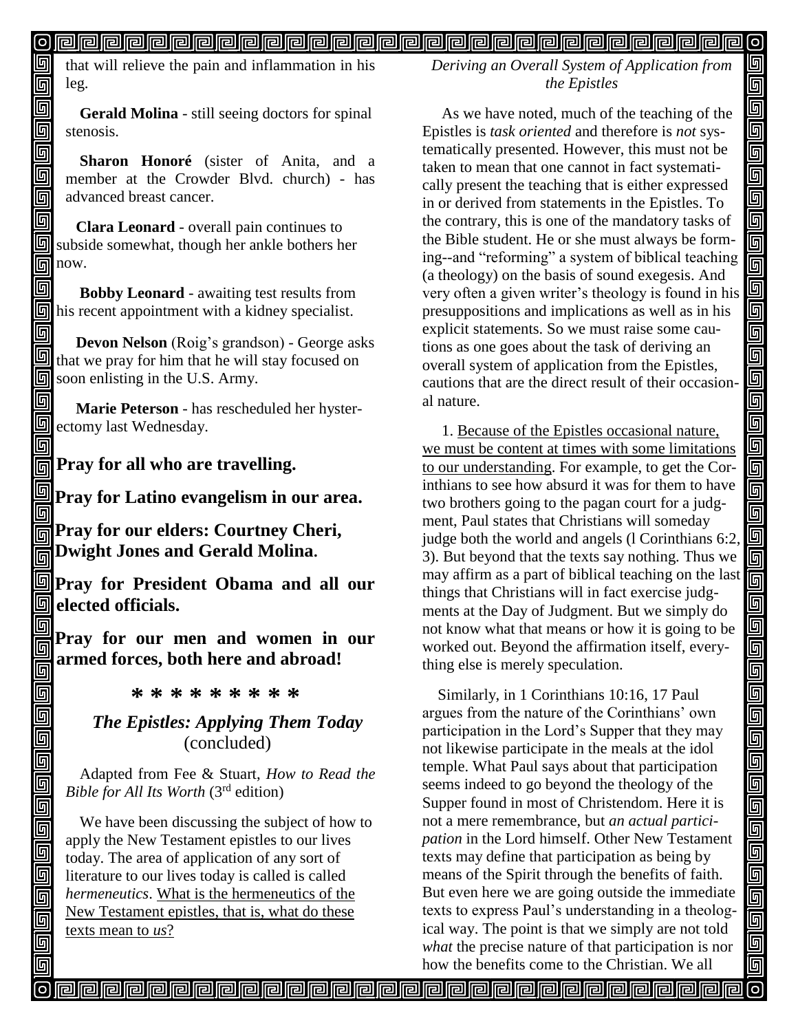that will relieve the pain and inflammation in his leg.

**Gerald Molina** - still seeing doctors for spinal stenosis.

**Sharon Honoré** (sister of Anita, and a member at the Crowder Blvd. church) - has advanced breast cancer.

**Clara Leonard** - overall pain continues to subside somewhat, though her ankle bothers her now.

**Bobby Leonard** - awaiting test results from his recent appointment with a kidney specialist.

**Devon Nelson** (Roig's grandson) - George asks that we pray for him that he will stay focused on soon enlisting in the U.S. Army.

**Marie Peterson** - has rescheduled her hysterectomy last Wednesday.

**Pray for all who are travelling.**

**Pray for Latino evangelism in our area.**

**Pray for our elders: Courtney Cheri, Dwight Jones and Gerald Molina.**

**Pray for President Obama and all our elected officials.**

**Pray for our men and women in our armed forces, both here and abroad!**

**\* \* \* \* \* \* \* \* \***

### *The Epistles: Applying Them Today* (concluded)

Adapted from Fee & Stuart, *How to Read the Bible for All Its Worth* (3rd edition)

We have been discussing the subject of how to apply the New Testament epistles to our lives today. The area of application of any sort of literature to our lives today is called is called *hermeneutics*. What is the hermeneutics of the New Testament epistles, that is, what do these texts mean to *us*?

*Deriving an Overall System of Application from the Epistles*

As we have noted, much of the teaching of the Epistles is *task oriented* and therefore is *not* systematically presented. However, this must not be taken to mean that one cannot in fact systematically present the teaching that is either expressed in or derived from statements in the Epistles. To the contrary, this is one of the mandatory tasks of the Bible student. He or she must always be forming--and "reforming" a system of biblical teaching (a theology) on the basis of sound exegesis. And very often a given writer's theology is found in his presuppositions and implications as well as in his explicit statements. So we must raise some cautions as one goes about the task of deriving an overall system of application from the Epistles, cautions that are the direct result of their occasional nature.

1. Because of the Epistles occasional nature, we must be content at times with some limitations to our understanding. For example, to get the Corinthians to see how absurd it was for them to have two brothers going to the pagan court for a judgment, Paul states that Christians will someday judge both the world and angels (l Corinthians 6:2, 3). But beyond that the texts say nothing. Thus we may affirm as a part of biblical teaching on the last things that Christians will in fact exercise judgments at the Day of Judgment. But we simply do not know what that means or how it is going to be worked out. Beyond the affirmation itself, everything else is merely speculation.

Similarly, in 1 Corinthians 10:16, 17 Paul argues from the nature of the Corinthians' own participation in the Lord's Supper that they may not likewise participate in the meals at the idol temple. What Paul says about that participation seems indeed to go beyond the theology of the Supper found in most of Christendom. Here it is not a mere remembrance, but *an actual participation* in the Lord himself. Other New Testament texts may define that participation as being by means of the Spirit through the benefits of faith. But even here we are going outside the immediate texts to express Paul's understanding in a theological way. The point is that we simply are not told *what* the precise nature of that participation is nor how the benefits come to the Christian. We all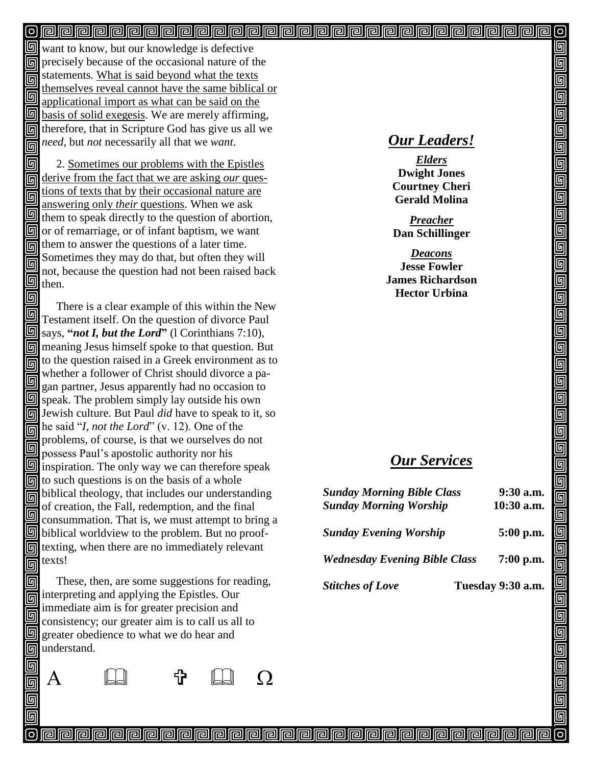want to know, but our knowledge is defective precisely because of the occasional nature of the statements. What is said beyond what the texts themselves reveal cannot have the same biblical or applicational import as what can be said on the basis of solid exegesis. We are merely affirming, therefore, that in Scripture God has give us all we *need*, but *not* necessarily all that we *want*.

2. Sometimes our problems with the Epistles derive from the fact that we are asking *our* questions of texts that by their occasional nature are answering only *their* questions. When we ask them to speak directly to the question of abortion, or of remarriage, or of infant baptism, we want them to answer the questions of a later time. Sometimes they may do that, but often they will not, because the question had not been raised back then.

There is a clear example of this within the New Testament itself. On the question of divorce Paul says, **"*not I, but the Lord*"** (l Corinthians 7:10), meaning Jesus himself spoke to that question. But to the question raised in a Greek environment as to whether a follower of Christ should divorce a pagan partner, Jesus apparently had no occasion to speak. The problem simply lay outside his own Jewish culture. But Paul *did* have to speak to it, so he said "*I, not the Lord*" (v. 12). One of the problems, of course, is that we ourselves do not possess Paul's apostolic authority nor his inspiration. The only way we can therefore speak to such questions is on the basis of a whole biblical theology, that includes our understanding of creation, the Fall, redemption, and the final consummation. That is, we must attempt to bring a biblical worldview to the problem. But no proof-texting, when there are no immediately relevant texts!

These, then, are some suggestions for reading, interpreting and applying the Epistles. Our immediate aim is for greater precision and consistency; our greater aim is to call us all to greater obedience to what we do hear and understand.

A 📖 ✞ 📖 Ω

## *Our Leaders!*

***Elders***
**Dwight Jones**
**Courtney Cheri**
**Gerald Molina**

***Preacher***
**Dan Schillinger**

***Deacons***
**Jesse Fowler**
**James Richardson**
**Hector Urbina**

## *Our Services*

| | |
|---|---|
| ***Sunday Morning Bible Class*** | **9:30 a.m.** |
| ***Sunday Morning Worship*** | **10:30 a.m.** |
| ***Sunday Evening Worship*** | **5:00 p.m.** |
| ***Wednesday Evening Bible Class*** | **7:00 p.m.** |
| ***Stitches of Love*** | **Tuesday 9:30 a.m.** |